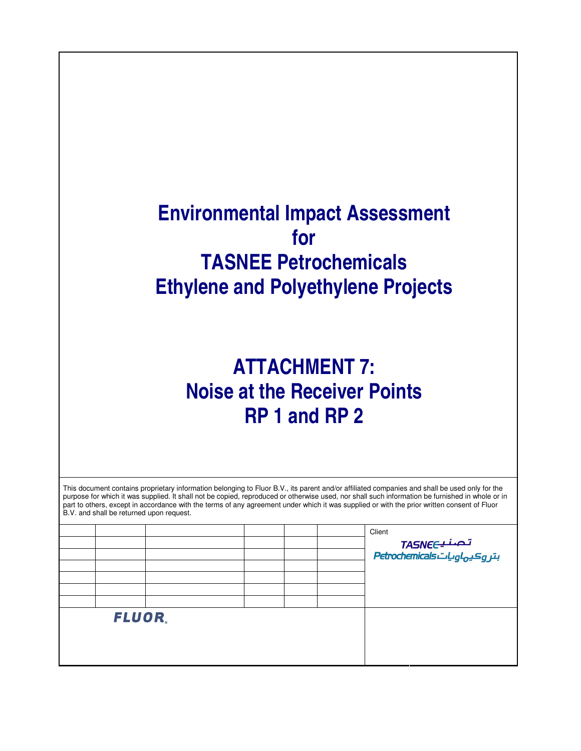# Environmental Impact Assessment for TASNEE Petrochemicals Ethylene and Polyethylene Projects

# ATTACHMENT 7: Noise at the Receiver Points RP 1 and RP 2

This document contains proprietary information belonging to Fluor B.V., its parent and/or affiliated companies and shall be used only for the purpose for which it was supplied. It shall not be copied, reproduced or otherwise used, nor shall such information be furnished in whole or in part to others, except in accordance with the terms of any agreement under which it was supplied or with the prior written consent of Fluor B.V. and shall be returned upon request.

Client

TASNEE تصنيع

Petrochemicals بتروكيماويات

FLUOR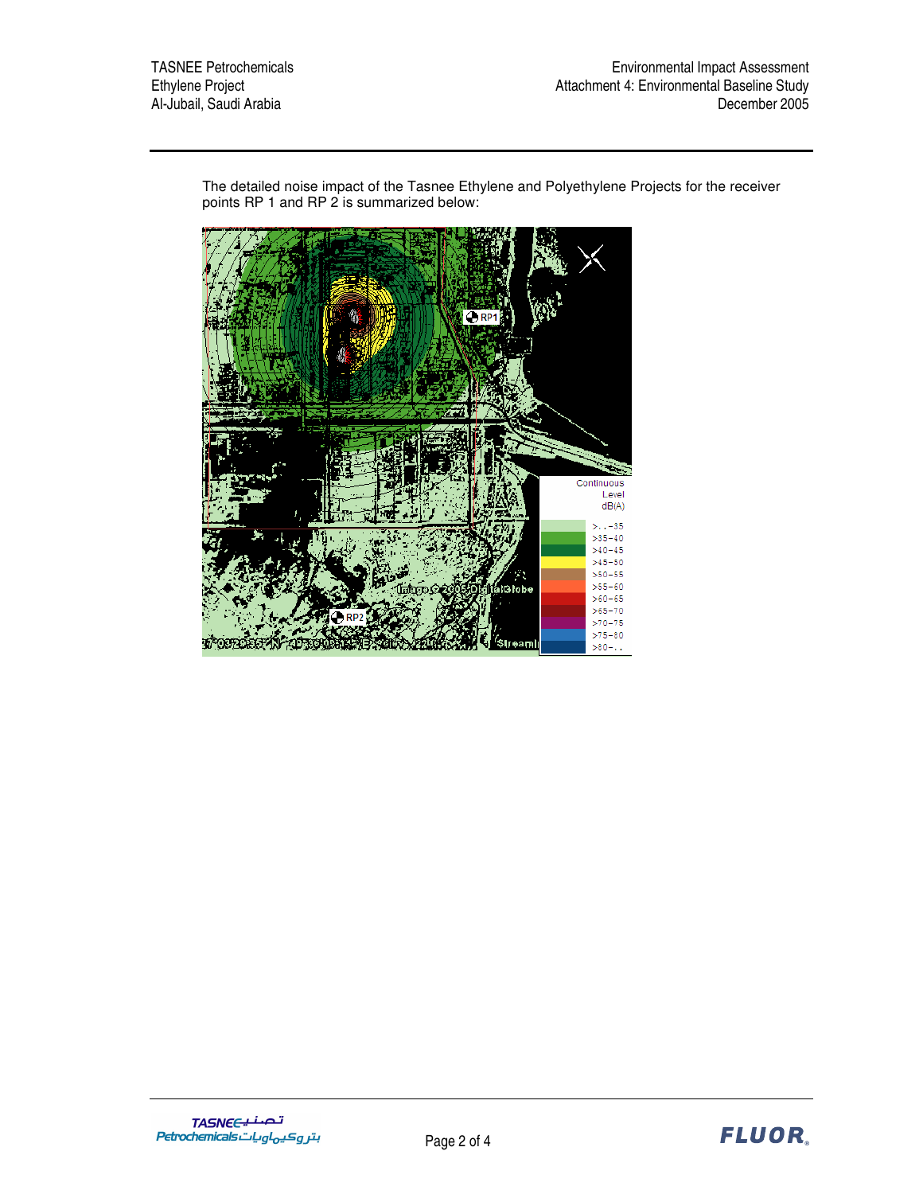The detailed noise impact of the Tasnee Ethylene and Polyethylene Projects for the receiver points RP 1 and RP 2 is summarized below:

RP1

RP2

Continuous Level dB(A)

| Continuous Level dB(A) |
|---|
| >..−35 |
| >35−40 |
| >40−45 |
| >45−50 |
| >50−55 |
| >55−60 |
| >60−65 |
| >65−70 |
| >70−75 |
| >75−80 |
| >80−.. |

Image © 2005 DigitalGlobe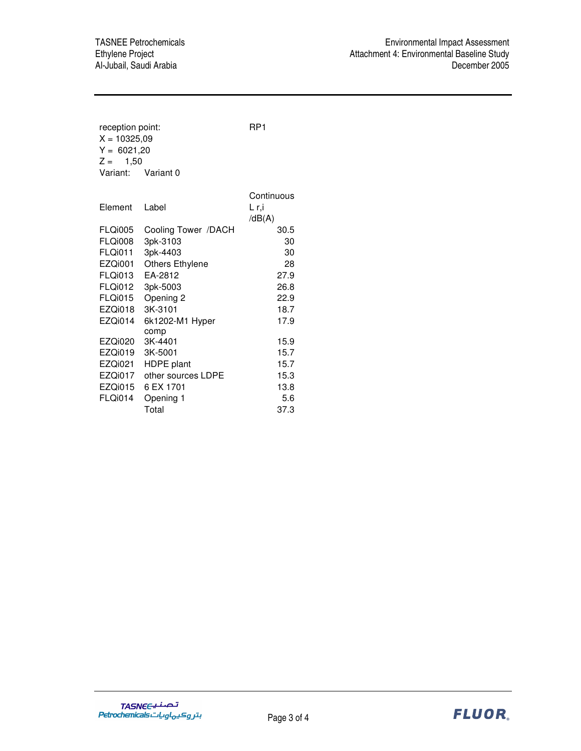reception point: RP1

X = 10325,09
Y = 6021,20
Z = 1,50
Variant: Variant 0

| Element | Label | Continuous L r,i /dB(A) |
|---|---|---|
| FLQi005 | Cooling Tower /DACH | 30.5 |
| FLQi008 | 3pk-3103 | 30 |
| FLQi011 | 3pk-4403 | 30 |
| EZQi001 | Others Ethylene | 28 |
| FLQi013 | EA-2812 | 27.9 |
| FLQi012 | 3pk-5003 | 26.8 |
| FLQi015 | Opening 2 | 22.9 |
| EZQi018 | 3K-3101 | 18.7 |
| EZQi014 | 6k1202-M1 Hyper comp | 17.9 |
| EZQi020 | 3K-4401 | 15.9 |
| EZQi019 | 3K-5001 | 15.7 |
| EZQi021 | HDPE plant | 15.7 |
| EZQi017 | other sources LDPE | 15.3 |
| EZQi015 | 6 EX 1701 | 13.8 |
| FLQi014 | Opening 1 | 5.6 |
| | Total | 37.3 |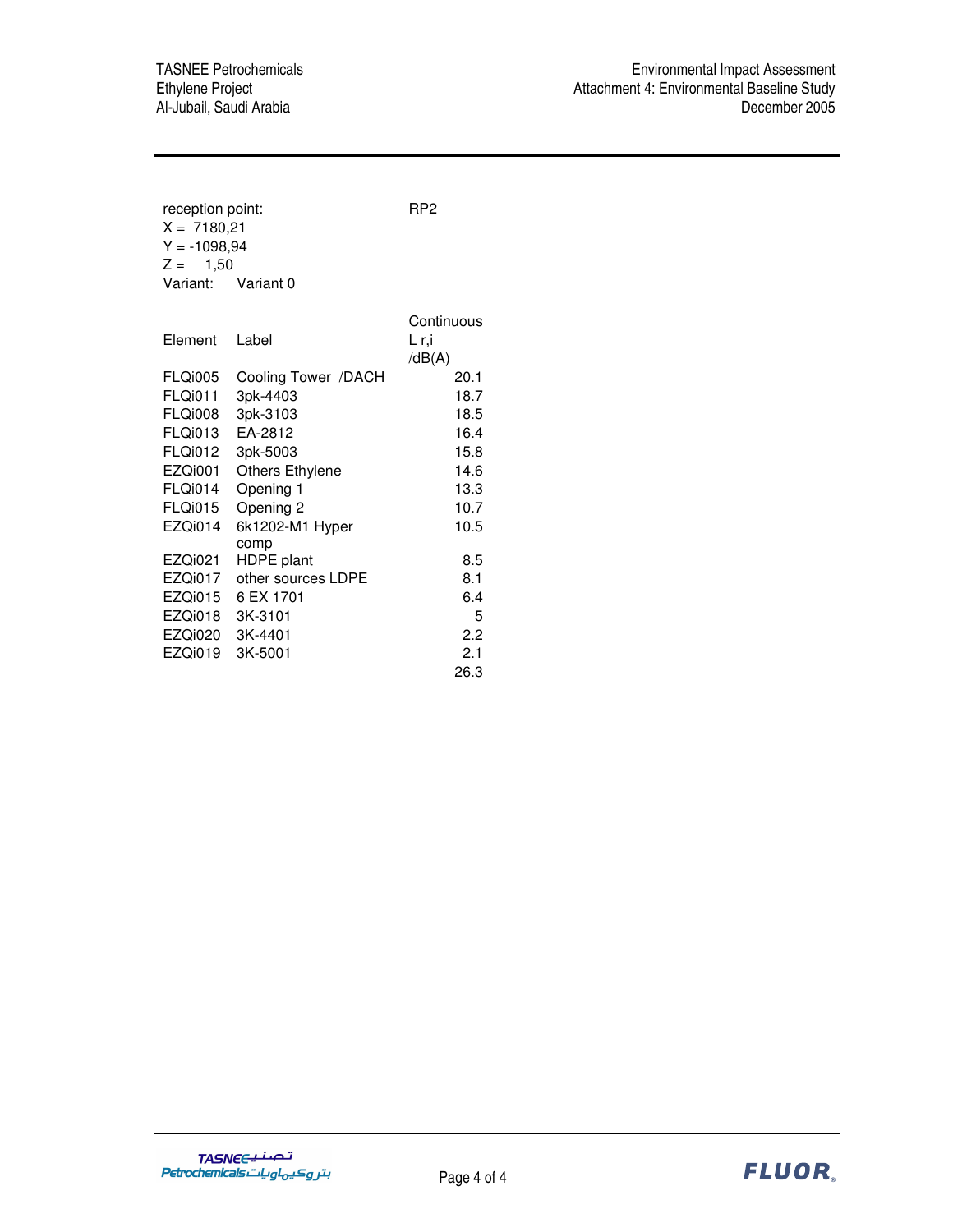reception point: RP2

X = 7180,21
Y = -1098,94
Z = 1,50
Variant: Variant 0

| Element | Label | Continuous L r,i /dB(A) |
|---|---|---|
| FLQi005 | Cooling Tower /DACH | 20.1 |
| FLQi011 | 3pk-4403 | 18.7 |
| FLQi008 | 3pk-3103 | 18.5 |
| FLQi013 | EA-2812 | 16.4 |
| FLQi012 | 3pk-5003 | 15.8 |
| EZQi001 | Others Ethylene | 14.6 |
| FLQi014 | Opening 1 | 13.3 |
| FLQi015 | Opening 2 | 10.7 |
| EZQi014 | 6k1202-M1 Hyper comp | 10.5 |
| EZQi021 | HDPE plant | 8.5 |
| EZQi017 | other sources LDPE | 8.1 |
| EZQi015 | 6 EX 1701 | 6.4 |
| EZQi018 | 3K-3101 | 5 |
| EZQi020 | 3K-4401 | 2.2 |
| EZQi019 | 3K-5001 | 2.1 |
| | | 26.3 |